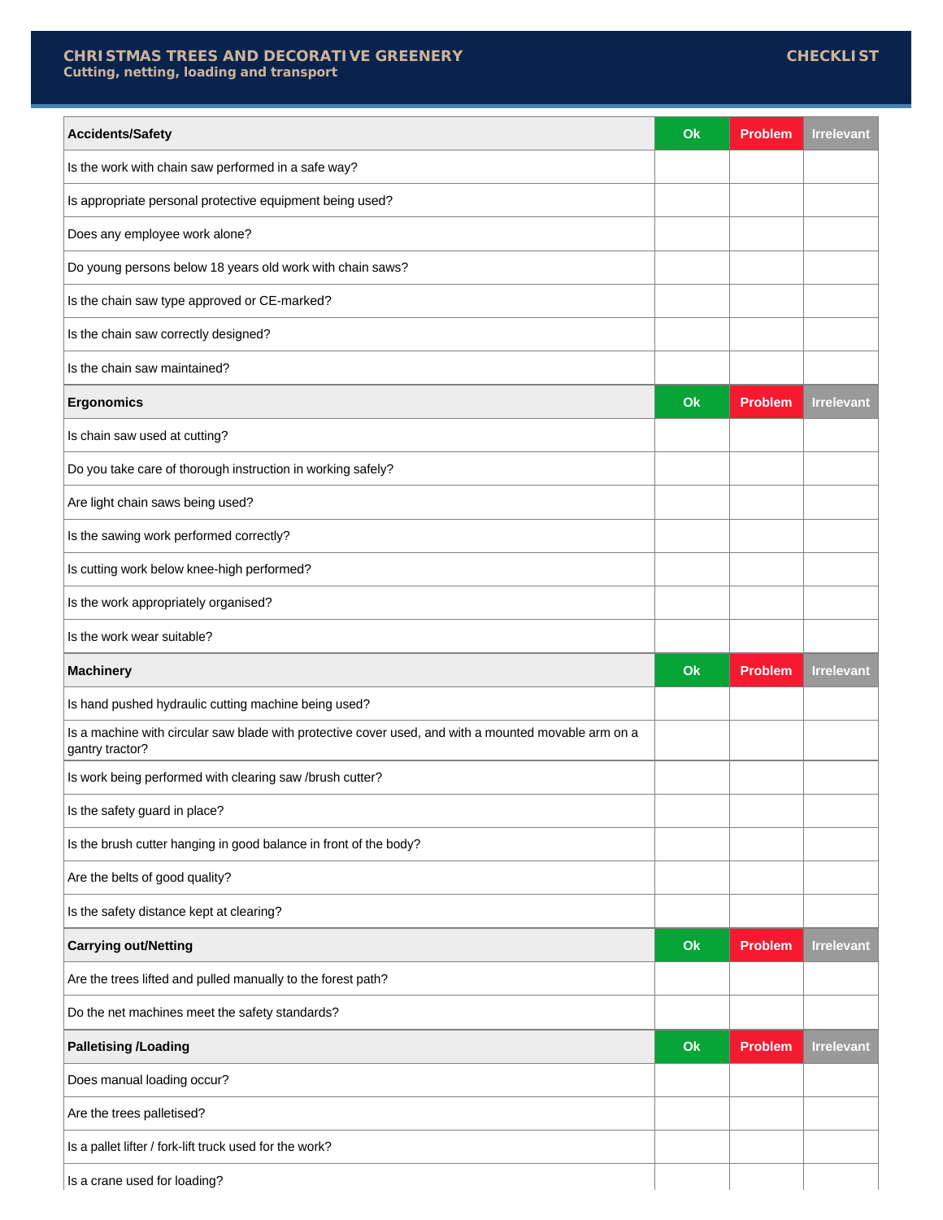# CHRISTMAS TREES AND DECORATIVE GREENERY

**Cutting, netting, loading and transport**

**CHECKLIST**

| **Accidents/Safety** | **Ok** | **Problem** | **Irrelevant** |
|---|---|---|---|
| Is the work with chain saw performed in a safe way? | | | |
| Is appropriate personal protective equipment being used? | | | |
| Does any employee work alone? | | | |
| Do young persons below 18 years old work with chain saws? | | | |
| Is the chain saw type approved or CE-marked? | | | |
| Is the chain saw correctly designed? | | | |
| Is the chain saw maintained? | | | |
| **Ergonomics** | **Ok** | **Problem** | **Irrelevant** |
| Is chain saw used at cutting? | | | |
| Do you take care of thorough instruction in working safely? | | | |
| Are light chain saws being used? | | | |
| Is the sawing work performed correctly? | | | |
| Is cutting work below knee-high performed? | | | |
| Is the work appropriately organised? | | | |
| Is the work wear suitable? | | | |
| **Machinery** | **Ok** | **Problem** | **Irrelevant** |
| Is hand pushed hydraulic cutting machine being used? | | | |
| Is a machine with circular saw blade with protective cover used, and with a mounted movable arm on a gantry tractor? | | | |
| Is work being performed with clearing saw /brush cutter? | | | |
| Is the safety guard in place? | | | |
| Is the brush cutter hanging in good balance in front of the body? | | | |
| Are the belts of good quality? | | | |
| Is the safety distance kept at clearing? | | | |
| **Carrying out/Netting** | **Ok** | **Problem** | **Irrelevant** |
| Are the trees lifted and pulled manually to the forest path? | | | |
| Do the net machines meet the safety standards? | | | |
| **Palletising /Loading** | **Ok** | **Problem** | **Irrelevant** |
| Does manual loading occur? | | | |
| Are the trees palletised? | | | |
| Is a pallet lifter / fork-lift truck used for the work? | | | |
| Is a crane used for loading? | | | |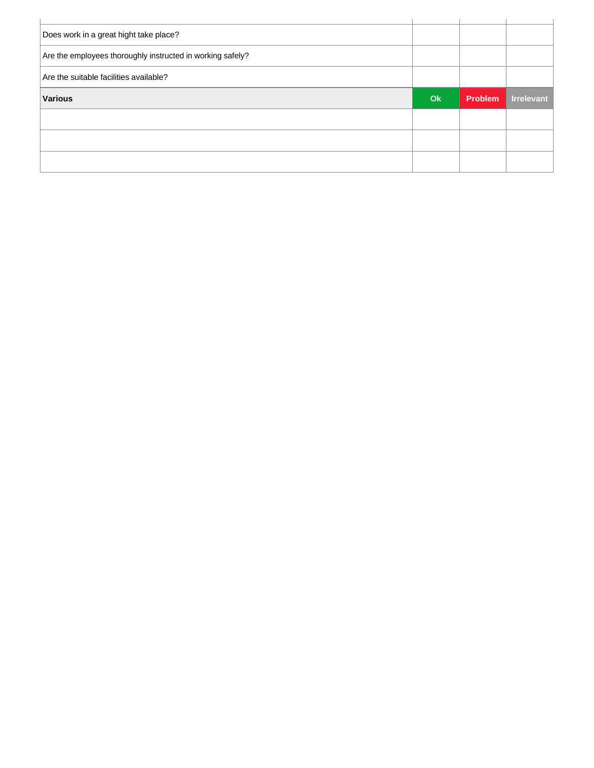| | | | |
|---|---|---|---|
| Does work in a great hight take place? | | | |
| Are the employees thoroughly instructed in working safely? | | | |
| Are the suitable facilities available? | | | |
| **Various** | **Ok** | **Problem** | **Irrelevant** |
| | | | |
| | | | |
| | | | |